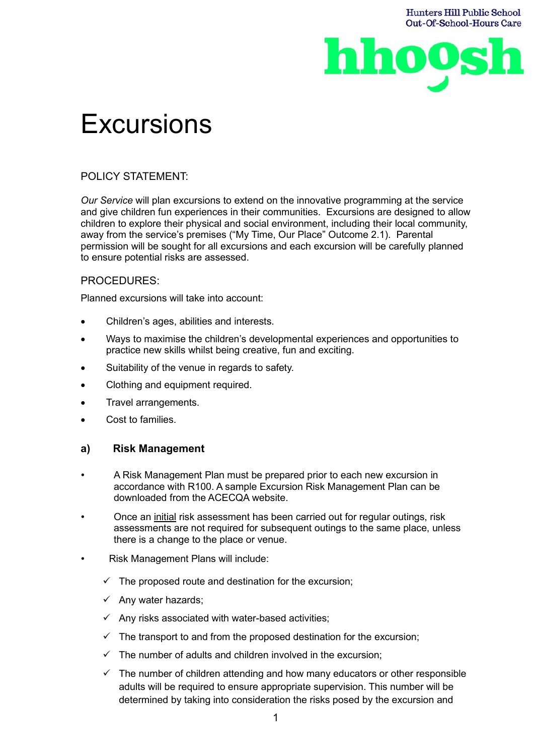# Excursions

POLICY STATEMENT:

*Our Service* will plan excursions to extend on the innovative programming at the service and give children fun experiences in their communities. Excursions are designed to allow children to explore their physical and social environment, including their local community, away from the service's premises ("My Time, Our Place" Outcome 2.1). Parental permission will be sought for all excursions and each excursion will be carefully planned to ensure potential risks are assessed.

PROCEDURES:

Planned excursions will take into account:

- Children's ages, abilities and interests.
- Ways to maximise the children's developmental experiences and opportunities to practice new skills whilst being creative, fun and exciting.
- Suitability of the venue in regards to safety.
- Clothing and equipment required.
- Travel arrangements.
- Cost to families.

### a) Risk Management

- A Risk Management Plan must be prepared prior to each new excursion in accordance with R100. A sample Excursion Risk Management Plan can be downloaded from the ACECQA website.
- Once an initial risk assessment has been carried out for regular outings, risk assessments are not required for subsequent outings to the same place, unless there is a change to the place or venue.
- Risk Management Plans will include:
  - ✓ The proposed route and destination for the excursion;
  - ✓ Any water hazards;
  - ✓ Any risks associated with water-based activities;
  - ✓ The transport to and from the proposed destination for the excursion;
  - ✓ The number of adults and children involved in the excursion;
  - ✓ The number of children attending and how many educators or other responsible adults will be required to ensure appropriate supervision. This number will be determined by taking into consideration the risks posed by the excursion and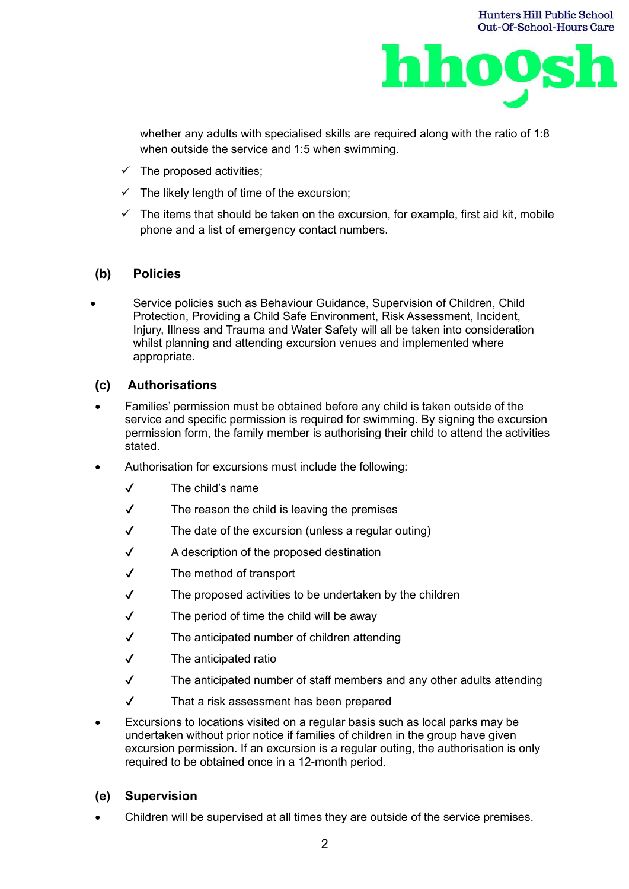whether any adults with specialised skills are required along with the ratio of 1:8 when outside the service and 1:5 when swimming.

- ✓ The proposed activities;
- ✓ The likely length of time of the excursion;
- ✓ The items that should be taken on the excursion, for example, first aid kit, mobile phone and a list of emergency contact numbers.

### (b) Policies

- Service policies such as Behaviour Guidance, Supervision of Children, Child Protection, Providing a Child Safe Environment, Risk Assessment, Incident, Injury, Illness and Trauma and Water Safety will all be taken into consideration whilst planning and attending excursion venues and implemented where appropriate.

### (c) Authorisations

- Families' permission must be obtained before any child is taken outside of the service and specific permission is required for swimming. By signing the excursion permission form, the family member is authorising their child to attend the activities stated.
- Authorisation for excursions must include the following:
  - ✓ The child's name
  - ✓ The reason the child is leaving the premises
  - ✓ The date of the excursion (unless a regular outing)
  - ✓ A description of the proposed destination
  - ✓ The method of transport
  - ✓ The proposed activities to be undertaken by the children
  - ✓ The period of time the child will be away
  - ✓ The anticipated number of children attending
  - ✓ The anticipated ratio
  - ✓ The anticipated number of staff members and any other adults attending
  - ✓ That a risk assessment has been prepared
- Excursions to locations visited on a regular basis such as local parks may be undertaken without prior notice if families of children in the group have given excursion permission. If an excursion is a regular outing, the authorisation is only required to be obtained once in a 12-month period.

### (e) Supervision

- Children will be supervised at all times they are outside of the service premises.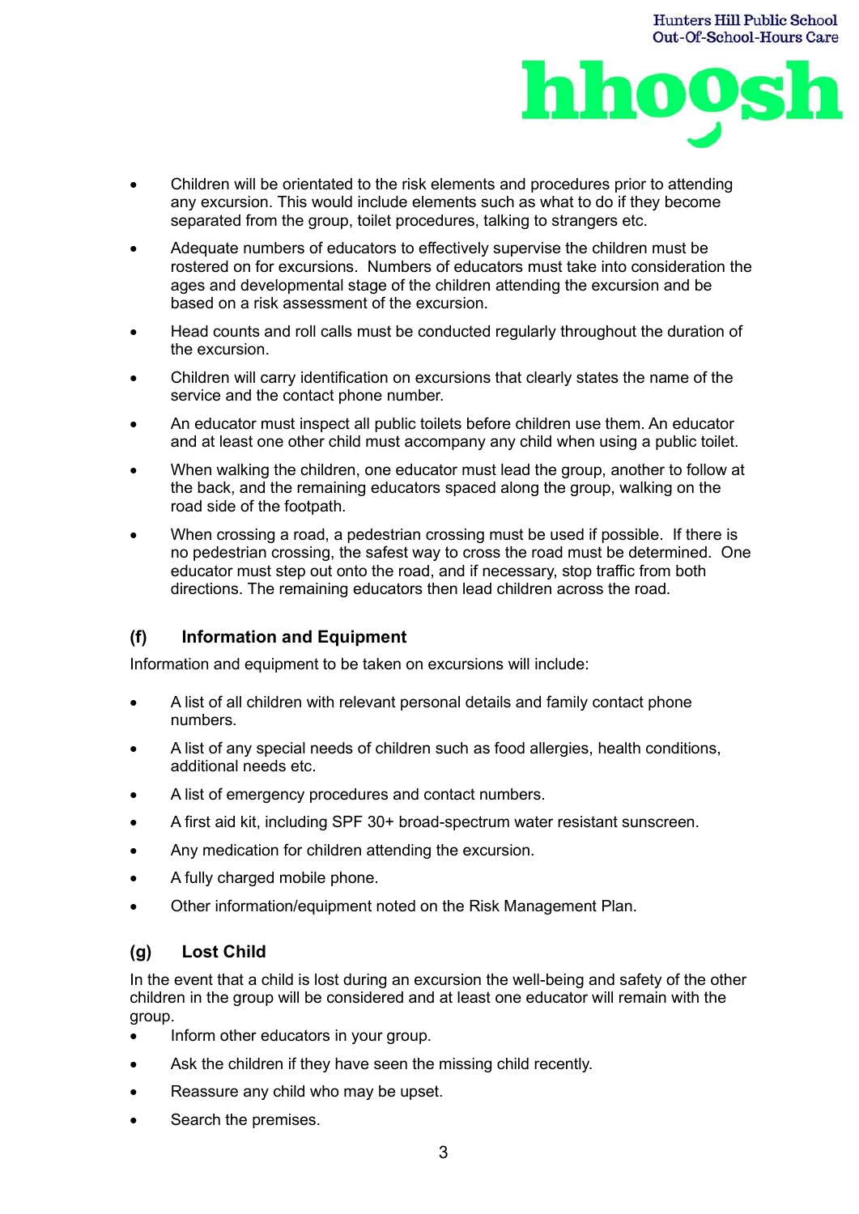- Children will be orientated to the risk elements and procedures prior to attending any excursion. This would include elements such as what to do if they become separated from the group, toilet procedures, talking to strangers etc.
- Adequate numbers of educators to effectively supervise the children must be rostered on for excursions. Numbers of educators must take into consideration the ages and developmental stage of the children attending the excursion and be based on a risk assessment of the excursion.
- Head counts and roll calls must be conducted regularly throughout the duration of the excursion.
- Children will carry identification on excursions that clearly states the name of the service and the contact phone number.
- An educator must inspect all public toilets before children use them. An educator and at least one other child must accompany any child when using a public toilet.
- When walking the children, one educator must lead the group, another to follow at the back, and the remaining educators spaced along the group, walking on the road side of the footpath.
- When crossing a road, a pedestrian crossing must be used if possible. If there is no pedestrian crossing, the safest way to cross the road must be determined. One educator must step out onto the road, and if necessary, stop traffic from both directions. The remaining educators then lead children across the road.

### (f) Information and Equipment

Information and equipment to be taken on excursions will include:

- A list of all children with relevant personal details and family contact phone numbers.
- A list of any special needs of children such as food allergies, health conditions, additional needs etc.
- A list of emergency procedures and contact numbers.
- A first aid kit, including SPF 30+ broad-spectrum water resistant sunscreen.
- Any medication for children attending the excursion.
- A fully charged mobile phone.
- Other information/equipment noted on the Risk Management Plan.

### (g) Lost Child

In the event that a child is lost during an excursion the well-being and safety of the other children in the group will be considered and at least one educator will remain with the group.

- Inform other educators in your group.
- Ask the children if they have seen the missing child recently.
- Reassure any child who may be upset.
- Search the premises.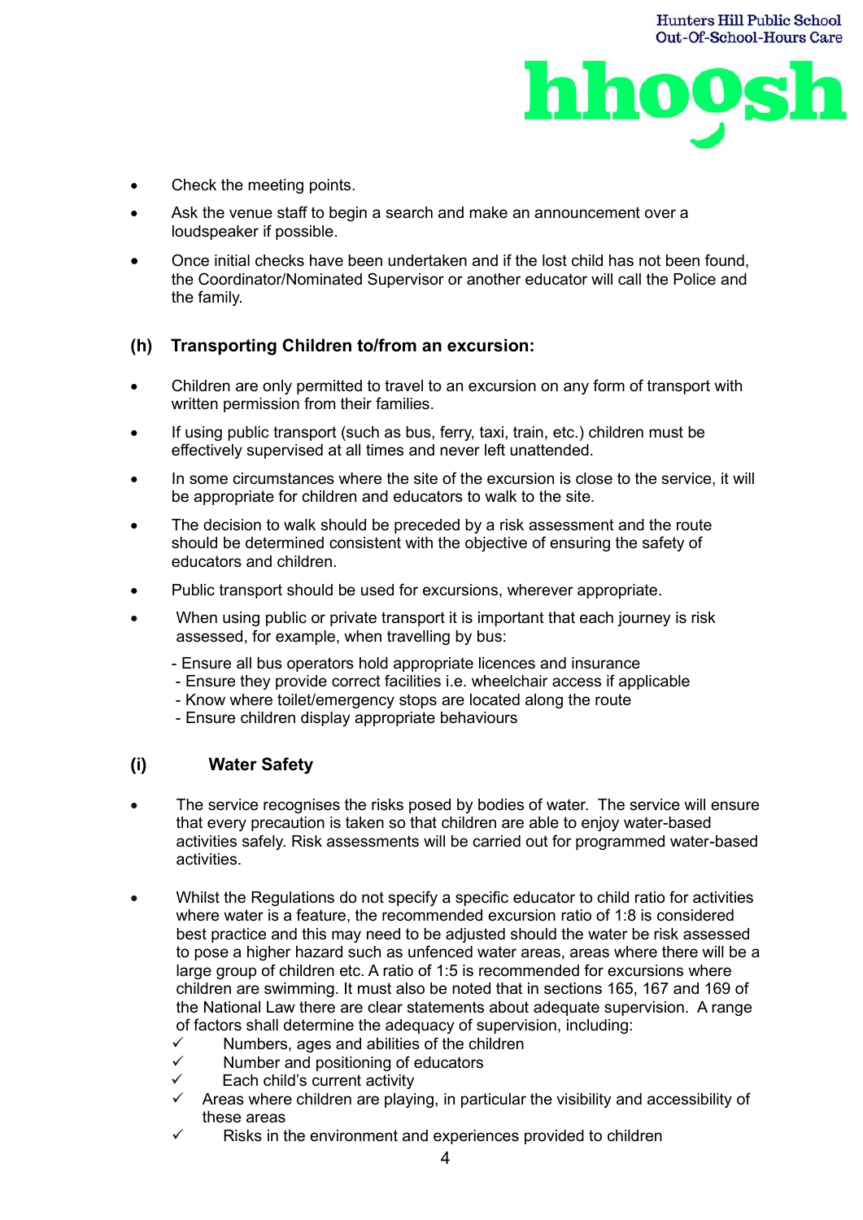- Check the meeting points.
- Ask the venue staff to begin a search and make an announcement over a loudspeaker if possible.
- Once initial checks have been undertaken and if the lost child has not been found, the Coordinator/Nominated Supervisor or another educator will call the Police and the family.

### (h) Transporting Children to/from an excursion:

- Children are only permitted to travel to an excursion on any form of transport with written permission from their families.
- If using public transport (such as bus, ferry, taxi, train, etc.) children must be effectively supervised at all times and never left unattended.
- In some circumstances where the site of the excursion is close to the service, it will be appropriate for children and educators to walk to the site.
- The decision to walk should be preceded by a risk assessment and the route should be determined consistent with the objective of ensuring the safety of educators and children.
- Public transport should be used for excursions, wherever appropriate.
- When using public or private transport it is important that each journey is risk assessed, for example, when travelling by bus:
  - Ensure all bus operators hold appropriate licences and insurance
  - Ensure they provide correct facilities i.e. wheelchair access if applicable
  - Know where toilet/emergency stops are located along the route
  - Ensure children display appropriate behaviours

### (i) Water Safety

- The service recognises the risks posed by bodies of water. The service will ensure that every precaution is taken so that children are able to enjoy water-based activities safely. Risk assessments will be carried out for programmed water-based activities.
- Whilst the Regulations do not specify a specific educator to child ratio for activities where water is a feature, the recommended excursion ratio of 1:8 is considered best practice and this may need to be adjusted should the water be risk assessed to pose a higher hazard such as unfenced water areas, areas where there will be a large group of children etc. A ratio of 1:5 is recommended for excursions where children are swimming. It must also be noted that in sections 165, 167 and 169 of the National Law there are clear statements about adequate supervision. A range of factors shall determine the adequacy of supervision, including:
  - ✓ Numbers, ages and abilities of the children
  - ✓ Number and positioning of educators
  - ✓ Each child's current activity
  - ✓ Areas where children are playing, in particular the visibility and accessibility of these areas
  - ✓ Risks in the environment and experiences provided to children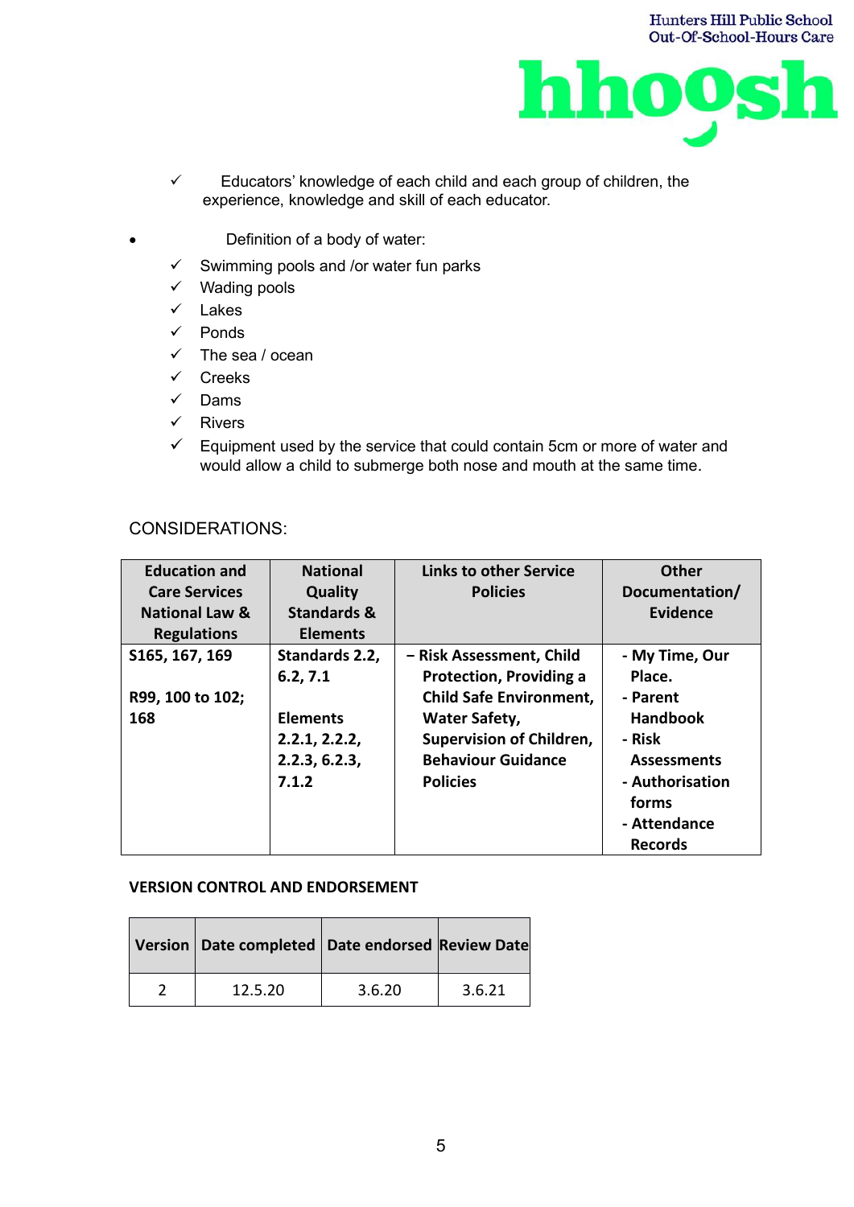- ✓ Educators' knowledge of each child and each group of children, the experience, knowledge and skill of each educator.

- Definition of a body of water:
  - ✓ Swimming pools and /or water fun parks
  - ✓ Wading pools
  - ✓ Lakes
  - ✓ Ponds
  - ✓ The sea / ocean
  - ✓ Creeks
  - ✓ Dams
  - ✓ Rivers
  - ✓ Equipment used by the service that could contain 5cm or more of water and would allow a child to submerge both nose and mouth at the same time.

CONSIDERATIONS:

| Education and Care Services National Law & Regulations | National Quality Standards & Elements | Links to other Service Policies | Other Documentation/ Evidence |
|---|---|---|---|
| **S165, 167, 169**<br><br>**R99, 100 to 102; 168** | **Standards 2.2, 6.2, 7.1**<br><br>**Elements 2.2.1, 2.2.2, 2.2.3, 6.2.3, 7.1.2** | **– Risk Assessment, Child Protection, Providing a Child Safe Environment, Water Safety, Supervision of Children, Behaviour Guidance Policies** | **- My Time, Our Place.**<br>**- Parent Handbook**<br>**- Risk Assessments**<br>**- Authorisation forms**<br>**- Attendance Records** |

**VERSION CONTROL AND ENDORSEMENT**

| Version | Date completed | Date endorsed | Review Date |
|---|---|---|---|
| 2 | 12.5.20 | 3.6.20 | 3.6.21 |